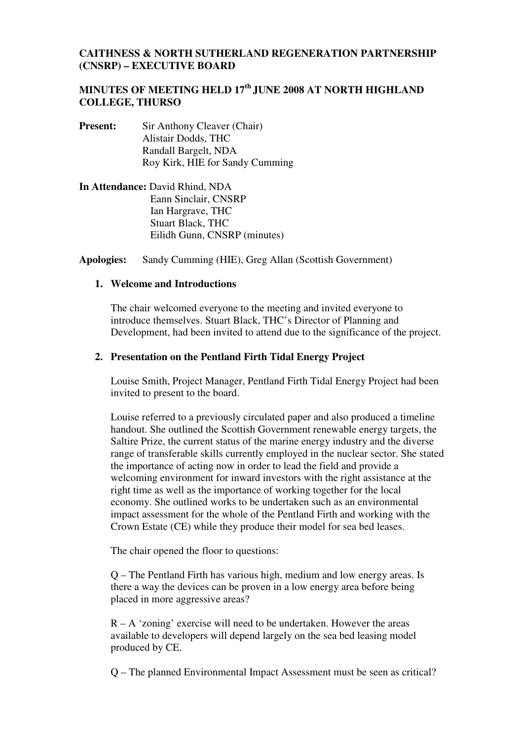**CAITHNESS & NORTH SUTHERLAND REGENERATION PARTNERSHIP (CNSRP) – EXECUTIVE BOARD**

**MINUTES OF MEETING HELD 17th JUNE 2008 AT NORTH HIGHLAND COLLEGE, THURSO**

**Present:** Sir Anthony Cleaver (Chair)
Alistair Dodds, THC
Randall Bargelt, NDA
Roy Kirk, HIE for Sandy Cumming

**In Attendance:** David Rhind, NDA
Eann Sinclair, CNSRP
Ian Hargrave, THC
Stuart Black, THC
Eilidh Gunn, CNSRP (minutes)

**Apologies:** Sandy Cumming (HIE), Greg Allan (Scottish Government)

1. **Welcome and Introductions**

   The chair welcomed everyone to the meeting and invited everyone to introduce themselves. Stuart Black, THC's Director of Planning and Development, had been invited to attend due to the significance of the project.

2. **Presentation on the Pentland Firth Tidal Energy Project**

   Louise Smith, Project Manager, Pentland Firth Tidal Energy Project had been invited to present to the board.

   Louise referred to a previously circulated paper and also produced a timeline handout. She outlined the Scottish Government renewable energy targets, the Saltire Prize, the current status of the marine energy industry and the diverse range of transferable skills currently employed in the nuclear sector. She stated the importance of acting now in order to lead the field and provide a welcoming environment for inward investors with the right assistance at the right time as well as the importance of working together for the local economy. She outlined works to be undertaken such as an environmental impact assessment for the whole of the Pentland Firth and working with the Crown Estate (CE) while they produce their model for sea bed leases.

   The chair opened the floor to questions:

   Q – The Pentland Firth has various high, medium and low energy areas. Is there a way the devices can be proven in a low energy area before being placed in more aggressive areas?

   R – A 'zoning' exercise will need to be undertaken. However the areas available to developers will depend largely on the sea bed leasing model produced by CE.

   Q – The planned Environmental Impact Assessment must be seen as critical?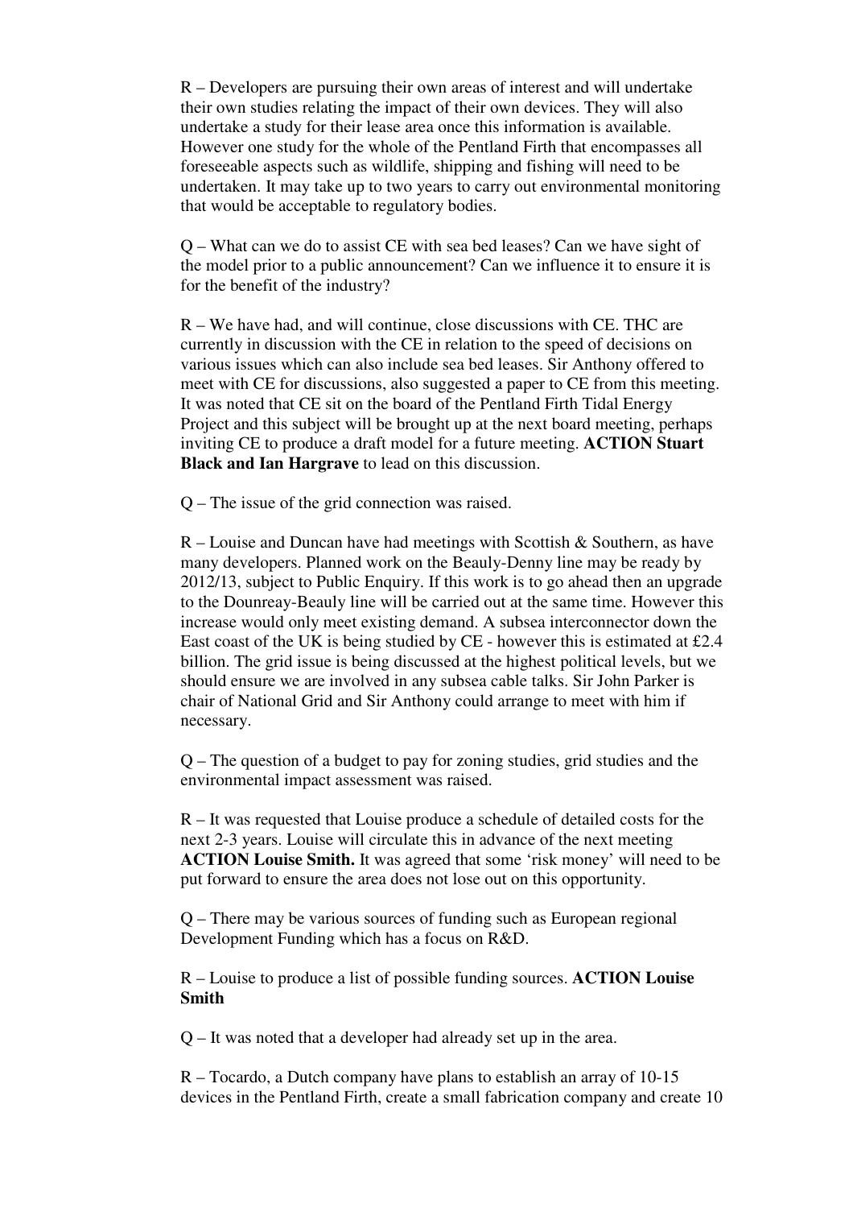R – Developers are pursuing their own areas of interest and will undertake their own studies relating the impact of their own devices. They will also undertake a study for their lease area once this information is available. However one study for the whole of the Pentland Firth that encompasses all foreseeable aspects such as wildlife, shipping and fishing will need to be undertaken. It may take up to two years to carry out environmental monitoring that would be acceptable to regulatory bodies.

Q – What can we do to assist CE with sea bed leases? Can we have sight of the model prior to a public announcement? Can we influence it to ensure it is for the benefit of the industry?

R – We have had, and will continue, close discussions with CE. THC are currently in discussion with the CE in relation to the speed of decisions on various issues which can also include sea bed leases. Sir Anthony offered to meet with CE for discussions, also suggested a paper to CE from this meeting. It was noted that CE sit on the board of the Pentland Firth Tidal Energy Project and this subject will be brought up at the next board meeting, perhaps inviting CE to produce a draft model for a future meeting. **ACTION Stuart Black and Ian Hargrave** to lead on this discussion.

Q – The issue of the grid connection was raised.

R – Louise and Duncan have had meetings with Scottish & Southern, as have many developers. Planned work on the Beauly-Denny line may be ready by 2012/13, subject to Public Enquiry. If this work is to go ahead then an upgrade to the Dounreay-Beauly line will be carried out at the same time. However this increase would only meet existing demand. A subsea interconnector down the East coast of the UK is being studied by CE - however this is estimated at £2.4 billion. The grid issue is being discussed at the highest political levels, but we should ensure we are involved in any subsea cable talks. Sir John Parker is chair of National Grid and Sir Anthony could arrange to meet with him if necessary.

Q – The question of a budget to pay for zoning studies, grid studies and the environmental impact assessment was raised.

R – It was requested that Louise produce a schedule of detailed costs for the next 2-3 years. Louise will circulate this in advance of the next meeting **ACTION Louise Smith.** It was agreed that some 'risk money' will need to be put forward to ensure the area does not lose out on this opportunity.

Q – There may be various sources of funding such as European regional Development Funding which has a focus on R&D.

R – Louise to produce a list of possible funding sources. **ACTION Louise Smith**

Q – It was noted that a developer had already set up in the area.

R – Tocardo, a Dutch company have plans to establish an array of 10-15 devices in the Pentland Firth, create a small fabrication company and create 10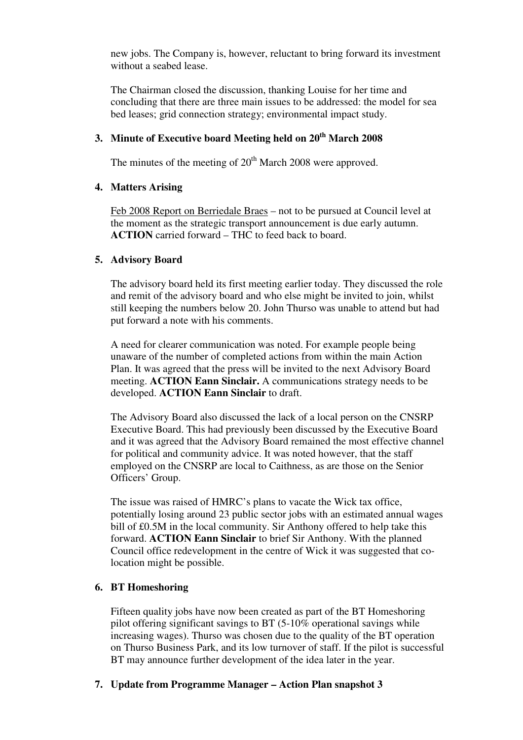new jobs. The Company is, however, reluctant to bring forward its investment without a seabed lease.

The Chairman closed the discussion, thanking Louise for her time and concluding that there are three main issues to be addressed: the model for sea bed leases; grid connection strategy; environmental impact study.

**3. Minute of Executive board Meeting held on 20th March 2008**

The minutes of the meeting of 20th March 2008 were approved.

**4. Matters Arising**

Feb 2008 Report on Berriedale Braes – not to be pursued at Council level at the moment as the strategic transport announcement is due early autumn. **ACTION** carried forward – THC to feed back to board.

**5. Advisory Board**

The advisory board held its first meeting earlier today. They discussed the role and remit of the advisory board and who else might be invited to join, whilst still keeping the numbers below 20. John Thurso was unable to attend but had put forward a note with his comments.

A need for clearer communication was noted. For example people being unaware of the number of completed actions from within the main Action Plan. It was agreed that the press will be invited to the next Advisory Board meeting. **ACTION Eann Sinclair.** A communications strategy needs to be developed. **ACTION Eann Sinclair** to draft.

The Advisory Board also discussed the lack of a local person on the CNSRP Executive Board. This had previously been discussed by the Executive Board and it was agreed that the Advisory Board remained the most effective channel for political and community advice. It was noted however, that the staff employed on the CNSRP are local to Caithness, as are those on the Senior Officers' Group.

The issue was raised of HMRC's plans to vacate the Wick tax office, potentially losing around 23 public sector jobs with an estimated annual wages bill of £0.5M in the local community. Sir Anthony offered to help take this forward. **ACTION Eann Sinclair** to brief Sir Anthony. With the planned Council office redevelopment in the centre of Wick it was suggested that co-location might be possible.

**6. BT Homeshoring**

Fifteen quality jobs have now been created as part of the BT Homeshoring pilot offering significant savings to BT (5-10% operational savings while increasing wages). Thurso was chosen due to the quality of the BT operation on Thurso Business Park, and its low turnover of staff. If the pilot is successful BT may announce further development of the idea later in the year.

**7. Update from Programme Manager – Action Plan snapshot 3**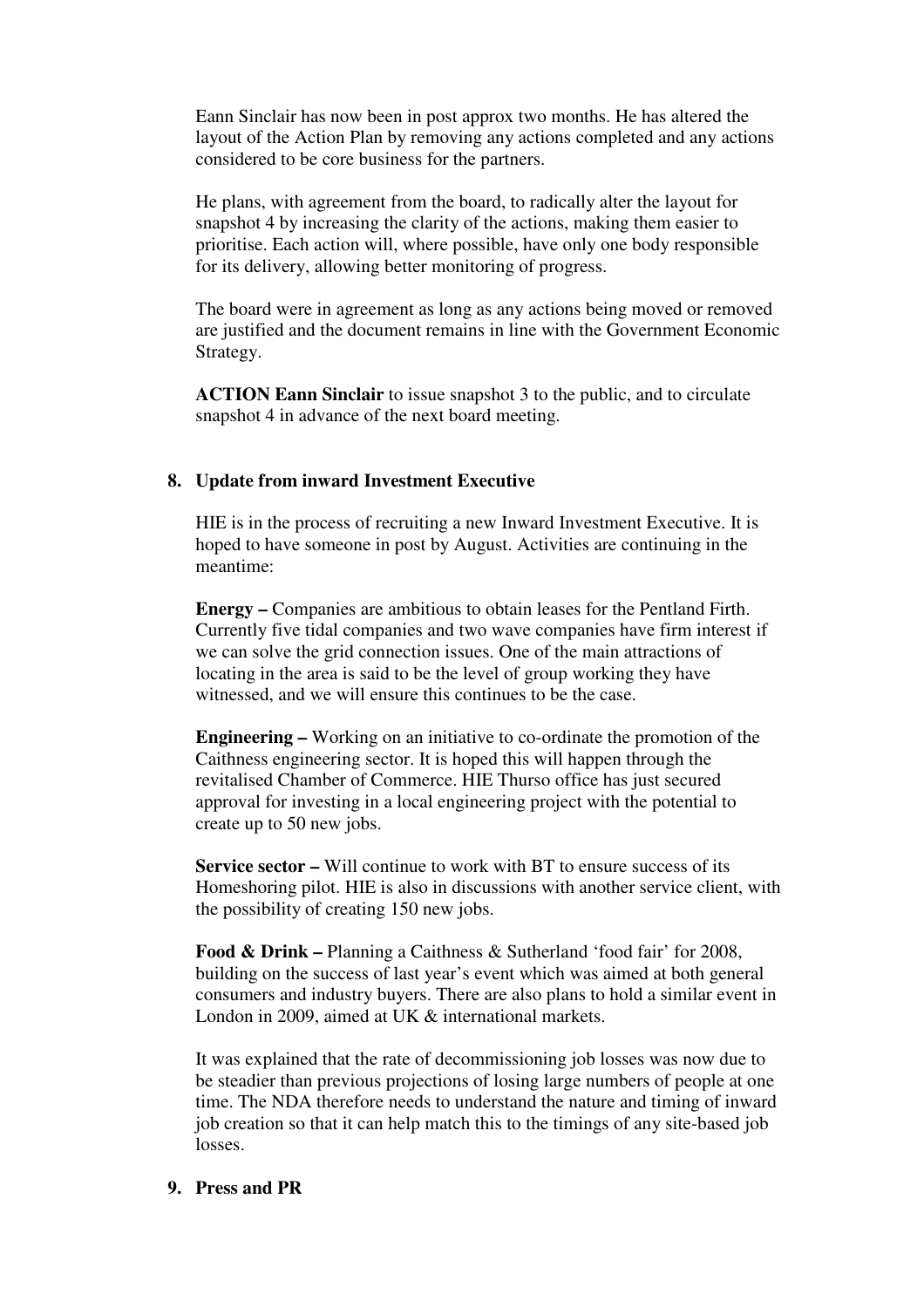Eann Sinclair has now been in post approx two months. He has altered the layout of the Action Plan by removing any actions completed and any actions considered to be core business for the partners.

He plans, with agreement from the board, to radically alter the layout for snapshot 4 by increasing the clarity of the actions, making them easier to prioritise. Each action will, where possible, have only one body responsible for its delivery, allowing better monitoring of progress.

The board were in agreement as long as any actions being moved or removed are justified and the document remains in line with the Government Economic Strategy.

**ACTION Eann Sinclair** to issue snapshot 3 to the public, and to circulate snapshot 4 in advance of the next board meeting.

## 8. Update from inward Investment Executive

HIE is in the process of recruiting a new Inward Investment Executive. It is hoped to have someone in post by August. Activities are continuing in the meantime:

**Energy –** Companies are ambitious to obtain leases for the Pentland Firth. Currently five tidal companies and two wave companies have firm interest if we can solve the grid connection issues. One of the main attractions of locating in the area is said to be the level of group working they have witnessed, and we will ensure this continues to be the case.

**Engineering –** Working on an initiative to co-ordinate the promotion of the Caithness engineering sector. It is hoped this will happen through the revitalised Chamber of Commerce. HIE Thurso office has just secured approval for investing in a local engineering project with the potential to create up to 50 new jobs.

**Service sector –** Will continue to work with BT to ensure success of its Homeshoring pilot. HIE is also in discussions with another service client, with the possibility of creating 150 new jobs.

**Food & Drink –** Planning a Caithness & Sutherland 'food fair' for 2008, building on the success of last year's event which was aimed at both general consumers and industry buyers. There are also plans to hold a similar event in London in 2009, aimed at UK & international markets.

It was explained that the rate of decommissioning job losses was now due to be steadier than previous projections of losing large numbers of people at one time. The NDA therefore needs to understand the nature and timing of inward job creation so that it can help match this to the timings of any site-based job losses.

## 9. Press and PR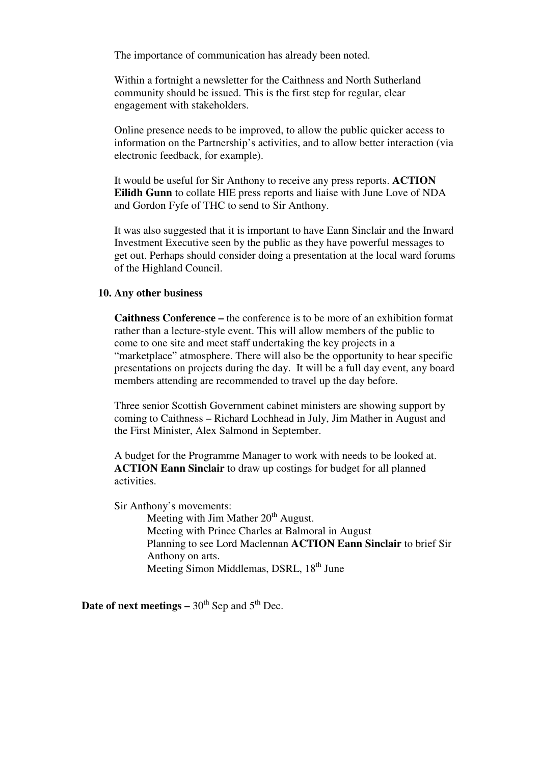The importance of communication has already been noted.

Within a fortnight a newsletter for the Caithness and North Sutherland community should be issued. This is the first step for regular, clear engagement with stakeholders.

Online presence needs to be improved, to allow the public quicker access to information on the Partnership's activities, and to allow better interaction (via electronic feedback, for example).

It would be useful for Sir Anthony to receive any press reports. **ACTION Eilidh Gunn** to collate HIE press reports and liaise with June Love of NDA and Gordon Fyfe of THC to send to Sir Anthony.

It was also suggested that it is important to have Eann Sinclair and the Inward Investment Executive seen by the public as they have powerful messages to get out. Perhaps should consider doing a presentation at the local ward forums of the Highland Council.

**10. Any other business**

**Caithness Conference –** the conference is to be more of an exhibition format rather than a lecture-style event. This will allow members of the public to come to one site and meet staff undertaking the key projects in a "marketplace" atmosphere. There will also be the opportunity to hear specific presentations on projects during the day. It will be a full day event, any board members attending are recommended to travel up the day before.

Three senior Scottish Government cabinet ministers are showing support by coming to Caithness – Richard Lochhead in July, Jim Mather in August and the First Minister, Alex Salmond in September.

A budget for the Programme Manager to work with needs to be looked at. **ACTION Eann Sinclair** to draw up costings for budget for all planned activities.

Sir Anthony's movements:

- Meeting with Jim Mather 20th August.
- Meeting with Prince Charles at Balmoral in August
- Planning to see Lord Maclennan **ACTION Eann Sinclair** to brief Sir Anthony on arts.
- Meeting Simon Middlemas, DSRL, 18th June

**Date of next meetings –** 30th Sep and 5th Dec.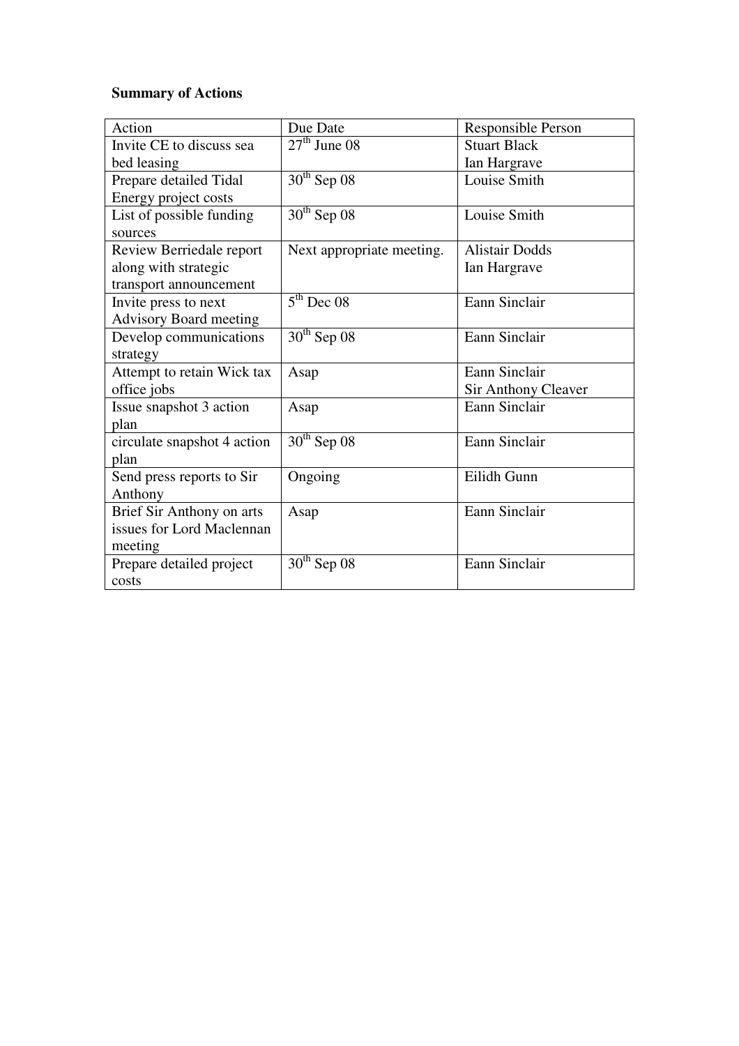**Summary of Actions**

| Action | Due Date | Responsible Person |
|---|---|---|
| Invite CE to discuss sea bed leasing | 27th June 08 | Stuart Black<br>Ian Hargrave |
| Prepare detailed Tidal Energy project costs | 30th Sep 08 | Louise Smith |
| List of possible funding sources | 30th Sep 08 | Louise Smith |
| Review Berriedale report along with strategic transport announcement | Next appropriate meeting. | Alistair Dodds<br>Ian Hargrave |
| Invite press to next Advisory Board meeting | 5th Dec 08 | Eann Sinclair |
| Develop communications strategy | 30th Sep 08 | Eann Sinclair |
| Attempt to retain Wick tax office jobs | Asap | Eann Sinclair<br>Sir Anthony Cleaver |
| Issue snapshot 3 action plan | Asap | Eann Sinclair |
| circulate snapshot 4 action plan | 30th Sep 08 | Eann Sinclair |
| Send press reports to Sir Anthony | Ongoing | Eilidh Gunn |
| Brief Sir Anthony on arts issues for Lord Maclennan meeting | Asap | Eann Sinclair |
| Prepare detailed project costs | 30th Sep 08 | Eann Sinclair |